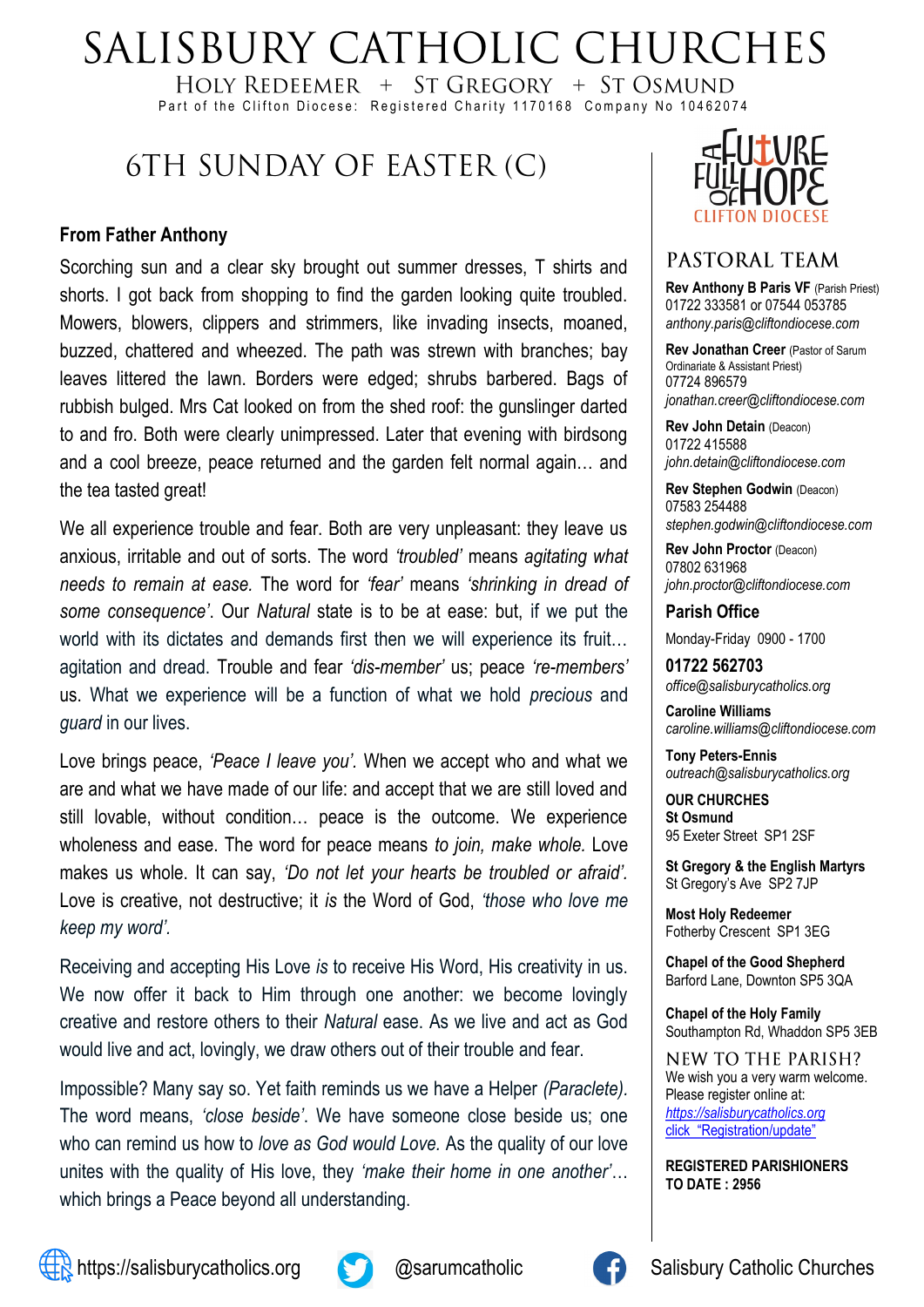# SALISBURY CATHOLIC CHURCHES

HOLY REDEEMER + ST GREGORY + ST OSMUND

Part of the Clifton Diocese: Registered Charity 1170168 Company No 10462074

## 6TH SUNDAY OF EASTER (C)

### From Father Anthony

Scorching sun and a clear sky brought out summer dresses, T shirts and shorts. I got back from shopping to find the garden looking quite troubled. Mowers, blowers, clippers and strimmers, like invading insects, moaned, buzzed, chattered and wheezed. The path was strewn with branches; bay leaves littered the lawn. Borders were edged; shrubs barbered. Bags of rubbish bulged. Mrs Cat looked on from the shed roof: the gunslinger darted to and fro. Both were clearly unimpressed. Later that evening with birdsong and a cool breeze, peace returned and the garden felt normal again… and the tea tasted great!

We all experience trouble and fear. Both are very unpleasant: they leave us anxious, irritable and out of sorts. The word *'troubled'* means *agitating what needs to remain at ease.* The word for *'fear'* means *'shrinking in dread of some consequence'*. Our *Natural* state is to be at ease: but, if we put the world with its dictates and demands first then we will experience its fruit… agitation and dread. Trouble and fear *'dis-member'* us; peace *'re-members'* us. What we experience will be a function of what we hold *precious* and *guard* in our lives.

Love brings peace, *'Peace I leave you'.* When we accept who and what we are and what we have made of our life: and accept that we are still loved and still lovable, without condition… peace is the outcome. We experience wholeness and ease. The word for peace means *to join, make whole.* Love makes us whole. It can say, *'Do not let your hearts be troubled or afraid'.* Love is creative, not destructive; it *is* the Word of God, *'those who love me keep my word'.*

Receiving and accepting His Love *is* to receive His Word, His creativity in us. We now offer it back to Him through one another: we become lovingly creative and restore others to their *Natural* ease. As we live and act as God would live and act, lovingly, we draw others out of their trouble and fear.

Impossible? Many say so. Yet faith reminds us we have a Helper *(Paraclete).* The word means, *'close beside'*. We have someone close beside us; one who can remind us how to *love as God would Love.* As the quality of our love unites with the quality of His love, they *'make their home in one another'*… which brings a Peace beyond all understanding.

A FUTURE FULL OF HOPE — CLIFTON DIOCESE

## PASTORAL TEAM

**Rev Anthony B Paris VF** (Parish Priest)
01722 333581 or 07544 053785
*anthony.paris@cliftondiocese.com*

**Rev Jonathan Creer** (Pastor of Sarum Ordinariate & Assistant Priest)
07724 896579
*jonathan.creer@cliftondiocese.com*

**Rev John Detain** (Deacon)
01722 415588
*john.detain@cliftondiocese.com*

**Rev Stephen Godwin** (Deacon)
07583 254488
*stephen.godwin@cliftondiocese.com*

**Rev John Proctor** (Deacon)
07802 631968
*john.proctor@cliftondiocese.com*

**Parish Office**

Monday-Friday 0900 - 1700

**01722 562703**
*office@salisburycatholics.org*

**Caroline Williams**
*caroline.williams@cliftondiocese.com*

**Tony Peters-Ennis**
*outreach@salisburycatholics.org*

**OUR CHURCHES**

**St Osmund**
95 Exeter Street SP1 2SF

**St Gregory & the English Martyrs**
St Gregory's Ave SP2 7JP

**Most Holy Redeemer**
Fotherby Crescent SP1 3EG

**Chapel of the Good Shepherd**
Barford Lane, Downton SP5 3QA

**Chapel of the Holy Family**
Southampton Rd, Whaddon SP5 3EB

## NEW TO THE PARISH?

We wish you a very warm welcome.
Please register online at:
https://salisburycatholics.org
click "Registration/update"

**REGISTERED PARISHIONERS TO DATE : 2956**

https://salisburycatholics.org @sarumcatholic Salisbury Catholic Churches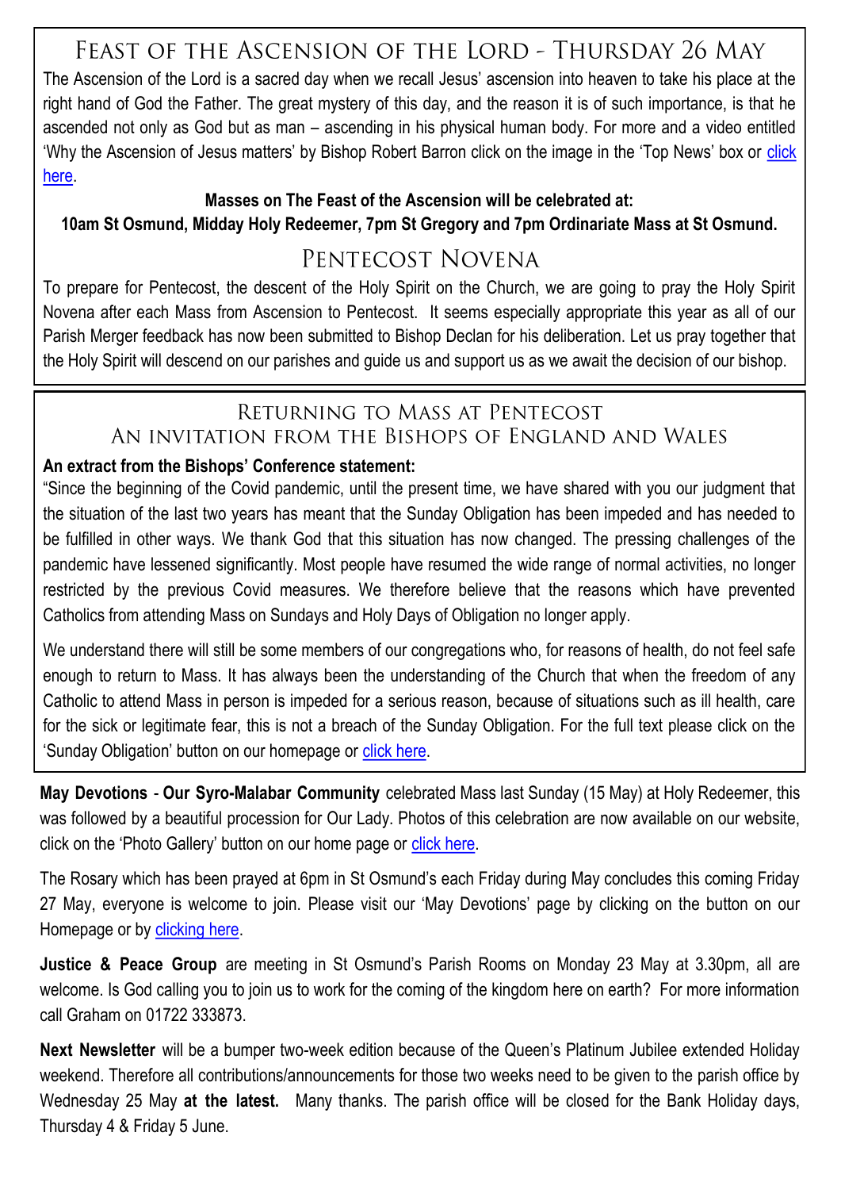## Feast of the Ascension of the Lord - Thursday 26 May

The Ascension of the Lord is a sacred day when we recall Jesus' ascension into heaven to take his place at the right hand of God the Father. The great mystery of this day, and the reason it is of such importance, is that he ascended not only as God but as man – ascending in his physical human body. For more and a video entitled 'Why the Ascension of Jesus matters' by Bishop Robert Barron click on the image in the 'Top News' box or click here.

**Masses on The Feast of the Ascension will be celebrated at:**
**10am St Osmund, Midday Holy Redeemer, 7pm St Gregory and 7pm Ordinariate Mass at St Osmund.**

## Pentecost Novena

To prepare for Pentecost, the descent of the Holy Spirit on the Church, we are going to pray the Holy Spirit Novena after each Mass from Ascension to Pentecost. It seems especially appropriate this year as all of our Parish Merger feedback has now been submitted to Bishop Declan for his deliberation. Let us pray together that the Holy Spirit will descend on our parishes and guide us and support us as we await the decision of our bishop.

## Returning to Mass at Pentecost
### An invitation from the Bishops of England and Wales

**An extract from the Bishops' Conference statement:**

"Since the beginning of the Covid pandemic, until the present time, we have shared with you our judgment that the situation of the last two years has meant that the Sunday Obligation has been impeded and has needed to be fulfilled in other ways. We thank God that this situation has now changed. The pressing challenges of the pandemic have lessened significantly. Most people have resumed the wide range of normal activities, no longer restricted by the previous Covid measures. We therefore believe that the reasons which have prevented Catholics from attending Mass on Sundays and Holy Days of Obligation no longer apply.

We understand there will still be some members of our congregations who, for reasons of health, do not feel safe enough to return to Mass. It has always been the understanding of the Church that when the freedom of any Catholic to attend Mass in person is impeded for a serious reason, because of situations such as ill health, care for the sick or legitimate fear, this is not a breach of the Sunday Obligation. For the full text please click on the 'Sunday Obligation' button on our homepage or click here.

**May Devotions** - **Our Syro-Malabar Community** celebrated Mass last Sunday (15 May) at Holy Redeemer, this was followed by a beautiful procession for Our Lady. Photos of this celebration are now available on our website, click on the 'Photo Gallery' button on our home page or click here.

The Rosary which has been prayed at 6pm in St Osmund's each Friday during May concludes this coming Friday 27 May, everyone is welcome to join. Please visit our 'May Devotions' page by clicking on the button on our Homepage or by clicking here.

**Justice & Peace Group** are meeting in St Osmund's Parish Rooms on Monday 23 May at 3.30pm, all are welcome. Is God calling you to join us to work for the coming of the kingdom here on earth? For more information call Graham on 01722 333873.

**Next Newsletter** will be a bumper two-week edition because of the Queen's Platinum Jubilee extended Holiday weekend. Therefore all contributions/announcements for those two weeks need to be given to the parish office by Wednesday 25 May **at the latest.** Many thanks. The parish office will be closed for the Bank Holiday days, Thursday 4 & Friday 5 June.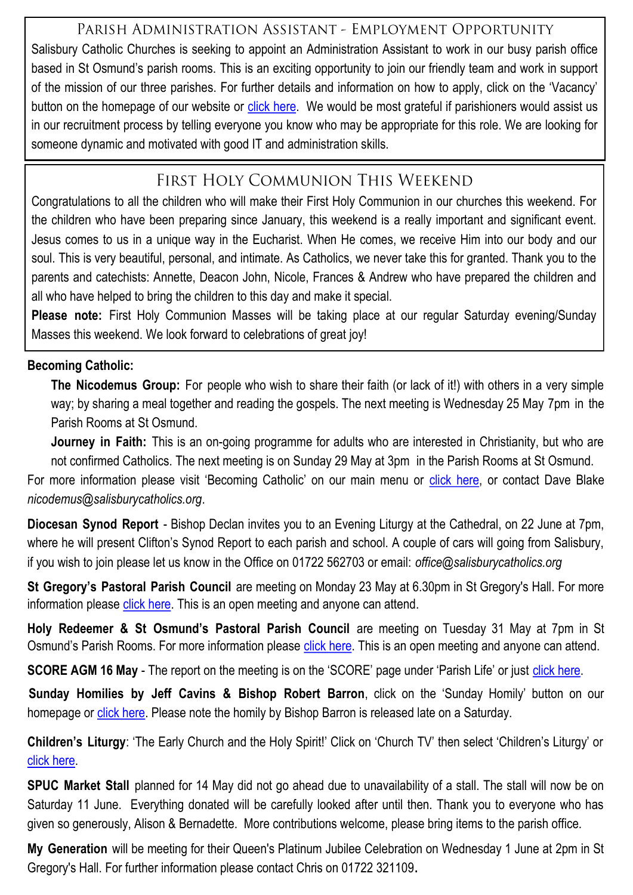## Parish Administration Assistant - Employment Opportunity

Salisbury Catholic Churches is seeking to appoint an Administration Assistant to work in our busy parish office based in St Osmund's parish rooms. This is an exciting opportunity to join our friendly team and work in support of the mission of our three parishes. For further details and information on how to apply, click on the 'Vacancy' button on the homepage of our website or click here. We would be most grateful if parishioners would assist us in our recruitment process by telling everyone you know who may be appropriate for this role. We are looking for someone dynamic and motivated with good IT and administration skills.

## First Holy Communion This Weekend

Congratulations to all the children who will make their First Holy Communion in our churches this weekend. For the children who have been preparing since January, this weekend is a really important and significant event. Jesus comes to us in a unique way in the Eucharist. When He comes, we receive Him into our body and our soul. This is very beautiful, personal, and intimate. As Catholics, we never take this for granted. Thank you to the parents and catechists: Annette, Deacon John, Nicole, Frances & Andrew who have prepared the children and all who have helped to bring the children to this day and make it special.

**Please note:** First Holy Communion Masses will be taking place at our regular Saturday evening/Sunday Masses this weekend. We look forward to celebrations of great joy!

**Becoming Catholic:**

**The Nicodemus Group:** For people who wish to share their faith (or lack of it!) with others in a very simple way; by sharing a meal together and reading the gospels. The next meeting is Wednesday 25 May 7pm in the Parish Rooms at St Osmund.

**Journey in Faith:** This is an on-going programme for adults who are interested in Christianity, but who are not confirmed Catholics. The next meeting is on Sunday 29 May at 3pm in the Parish Rooms at St Osmund.

For more information please visit 'Becoming Catholic' on our main menu or click here, or contact Dave Blake *nicodemus@salisburycatholics.org*.

**Diocesan Synod Report** - Bishop Declan invites you to an Evening Liturgy at the Cathedral, on 22 June at 7pm, where he will present Clifton's Synod Report to each parish and school. A couple of cars will going from Salisbury, if you wish to join please let us know in the Office on 01722 562703 or email: *office@salisburycatholics.org*

**St Gregory's Pastoral Parish Council** are meeting on Monday 23 May at 6.30pm in St Gregory's Hall. For more information please click here. This is an open meeting and anyone can attend.

**Holy Redeemer & St Osmund's Pastoral Parish Council** are meeting on Tuesday 31 May at 7pm in St Osmund's Parish Rooms. For more information please click here. This is an open meeting and anyone can attend.

**SCORE AGM 16 May** - The report on the meeting is on the 'SCORE' page under 'Parish Life' or just click here.

**Sunday Homilies by Jeff Cavins & Bishop Robert Barron**, click on the 'Sunday Homily' button on our homepage or click here. Please note the homily by Bishop Barron is released late on a Saturday.

**Children's Liturgy**: 'The Early Church and the Holy Spirit!' Click on 'Church TV' then select 'Children's Liturgy' or click here.

**SPUC Market Stall** planned for 14 May did not go ahead due to unavailability of a stall. The stall will now be on Saturday 11 June. Everything donated will be carefully looked after until then. Thank you to everyone who has given so generously, Alison & Bernadette. More contributions welcome, please bring items to the parish office.

**My Generation** will be meeting for their Queen's Platinum Jubilee Celebration on Wednesday 1 June at 2pm in St Gregory's Hall. For further information please contact Chris on 01722 321109.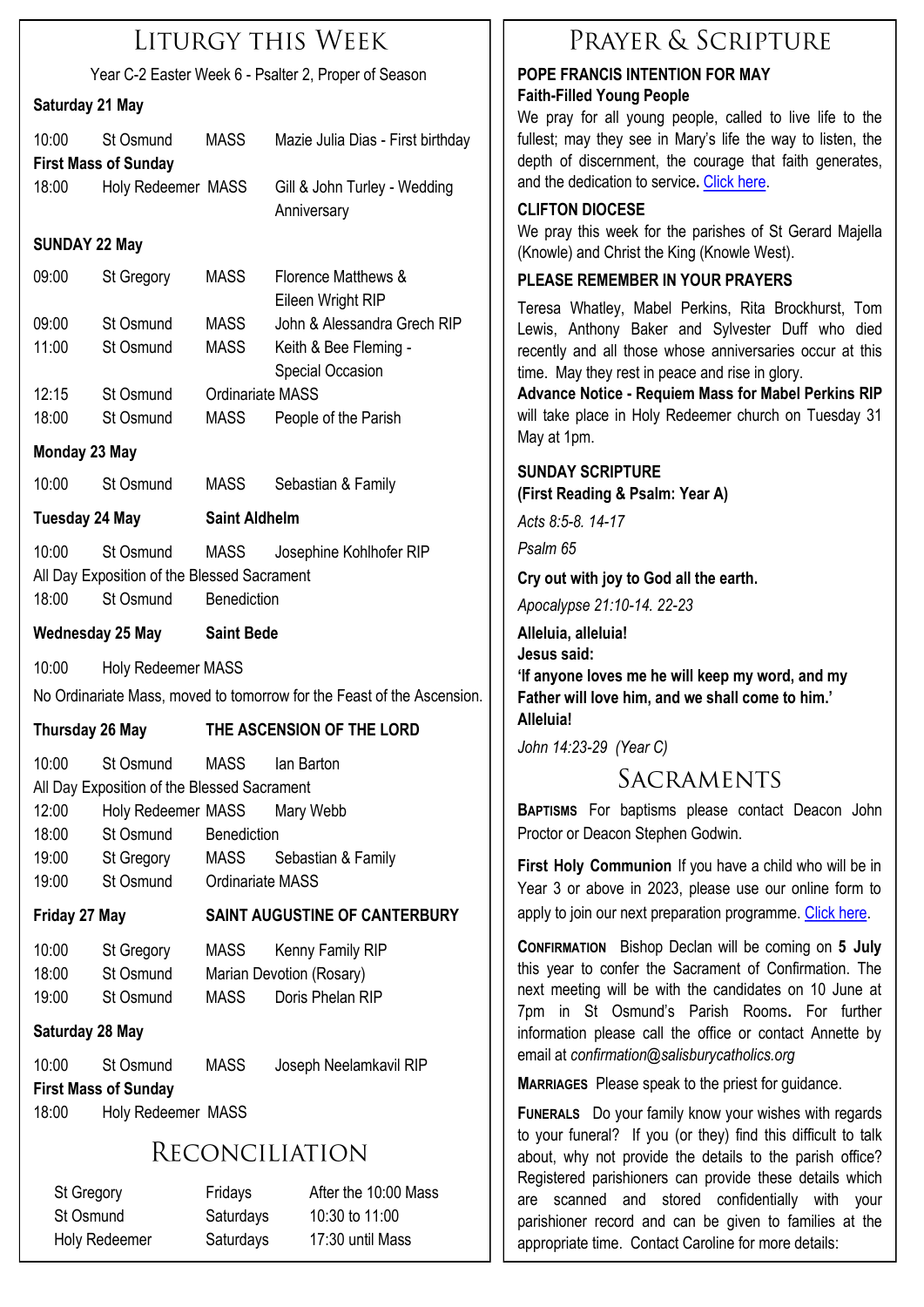# Liturgy this Week

Year C-2 Easter Week 6 - Psalter 2, Proper of Season

**Saturday 21 May**

| | | | |
|---|---|---|---|
| 10:00 | St Osmund | MASS | Mazie Julia Dias - First birthday |

**First Mass of Sunday**

| | | | |
|---|---|---|---|
| 18:00 | Holy Redeemer | MASS | Gill & John Turley - Wedding Anniversary |

**SUNDAY 22 May**

| | | | |
|---|---|---|---|
| 09:00 | St Gregory | MASS | Florence Matthews & Eileen Wright RIP |
| 09:00 | St Osmund | MASS | John & Alessandra Grech RIP |
| 11:00 | St Osmund | MASS | Keith & Bee Fleming - Special Occasion |
| 12:15 | St Osmund | Ordinariate MASS | |
| 18:00 | St Osmund | MASS | People of the Parish |

**Monday 23 May**

| | | | |
|---|---|---|---|
| 10:00 | St Osmund | MASS | Sebastian & Family |

**Tuesday 24 May** — **Saint Aldhelm**

| | | | |
|---|---|---|---|
| 10:00 | St Osmund | MASS | Josephine Kohlhofer RIP |

All Day Exposition of the Blessed Sacrament

| | | |
|---|---|---|
| 18:00 | St Osmund | Benediction |

**Wednesday 25 May** — **Saint Bede**

| | | |
|---|---|---|
| 10:00 | Holy Redeemer | MASS |

No Ordinariate Mass, moved to tomorrow for the Feast of the Ascension.

**Thursday 26 May** — **THE ASCENSION OF THE LORD**

| | | | |
|---|---|---|---|
| 10:00 | St Osmund | MASS | Ian Barton |

All Day Exposition of the Blessed Sacrament

| | | | |
|---|---|---|---|
| 12:00 | Holy Redeemer | MASS | Mary Webb |
| 18:00 | St Osmund | Benediction | |
| 19:00 | St Gregory | MASS | Sebastian & Family |
| 19:00 | St Osmund | Ordinariate MASS | |

**Friday 27 May** — **SAINT AUGUSTINE OF CANTERBURY**

| | | | |
|---|---|---|---|
| 10:00 | St Gregory | MASS | Kenny Family RIP |
| 18:00 | St Osmund | Marian Devotion (Rosary) | |
| 19:00 | St Osmund | MASS | Doris Phelan RIP |

**Saturday 28 May**

| | | | |
|---|---|---|---|
| 10:00 | St Osmund | MASS | Joseph Neelamkavil RIP |

**First Mass of Sunday**

| | | |
|---|---|---|
| 18:00 | Holy Redeemer | MASS |

# Reconciliation

| | | |
|---|---|---|
| St Gregory | Fridays | After the 10:00 Mass |
| St Osmund | Saturdays | 10:30 to 11:00 |
| Holy Redeemer | Saturdays | 17:30 until Mass |

# Prayer & Scripture

**POPE FRANCIS INTENTION FOR MAY**
**Faith-Filled Young People**

We pray for all young people, called to live life to the fullest; may they see in Mary's life the way to listen, the depth of discernment, the courage that faith generates, and the dedication to service**.** Click here.

**CLIFTON DIOCESE**

We pray this week for the parishes of St Gerard Majella (Knowle) and Christ the King (Knowle West).

**PLEASE REMEMBER IN YOUR PRAYERS**

Teresa Whatley, Mabel Perkins, Rita Brockhurst, Tom Lewis, Anthony Baker and Sylvester Duff who died recently and all those whose anniversaries occur at this time. May they rest in peace and rise in glory.

**Advance Notice - Requiem Mass for Mabel Perkins RIP** will take place in Holy Redeemer church on Tuesday 31 May at 1pm.

**SUNDAY SCRIPTURE**
**(First Reading & Psalm: Year A)**

*Acts 8:5-8. 14-17*

*Psalm 65*

**Cry out with joy to God all the earth.**

*Apocalypse 21:10-14. 22-23*

**Alleluia, alleluia!**
**Jesus said:**
**'If anyone loves me he will keep my word, and my Father will love him, and we shall come to him.'**
**Alleluia!**

*John 14:23-29 (Year C)*

# Sacraments

**BAPTISMS** For baptisms please contact Deacon John Proctor or Deacon Stephen Godwin.

**First Holy Communion** If you have a child who will be in Year 3 or above in 2023, please use our online form to apply to join our next preparation programme. Click here.

**CONFIRMATION** Bishop Declan will be coming on **5 July** this year to confer the Sacrament of Confirmation. The next meeting will be with the candidates on 10 June at 7pm in St Osmund's Parish Rooms**.** For further information please call the office or contact Annette by email at *confirmation@salisburycatholics.org*

**MARRIAGES** Please speak to the priest for guidance.

**FUNERALS** Do your family know your wishes with regards to your funeral? If you (or they) find this difficult to talk about, why not provide the details to the parish office? Registered parishioners can provide these details which are scanned and stored confidentially with your parishioner record and can be given to families at the appropriate time. Contact Caroline for more details: